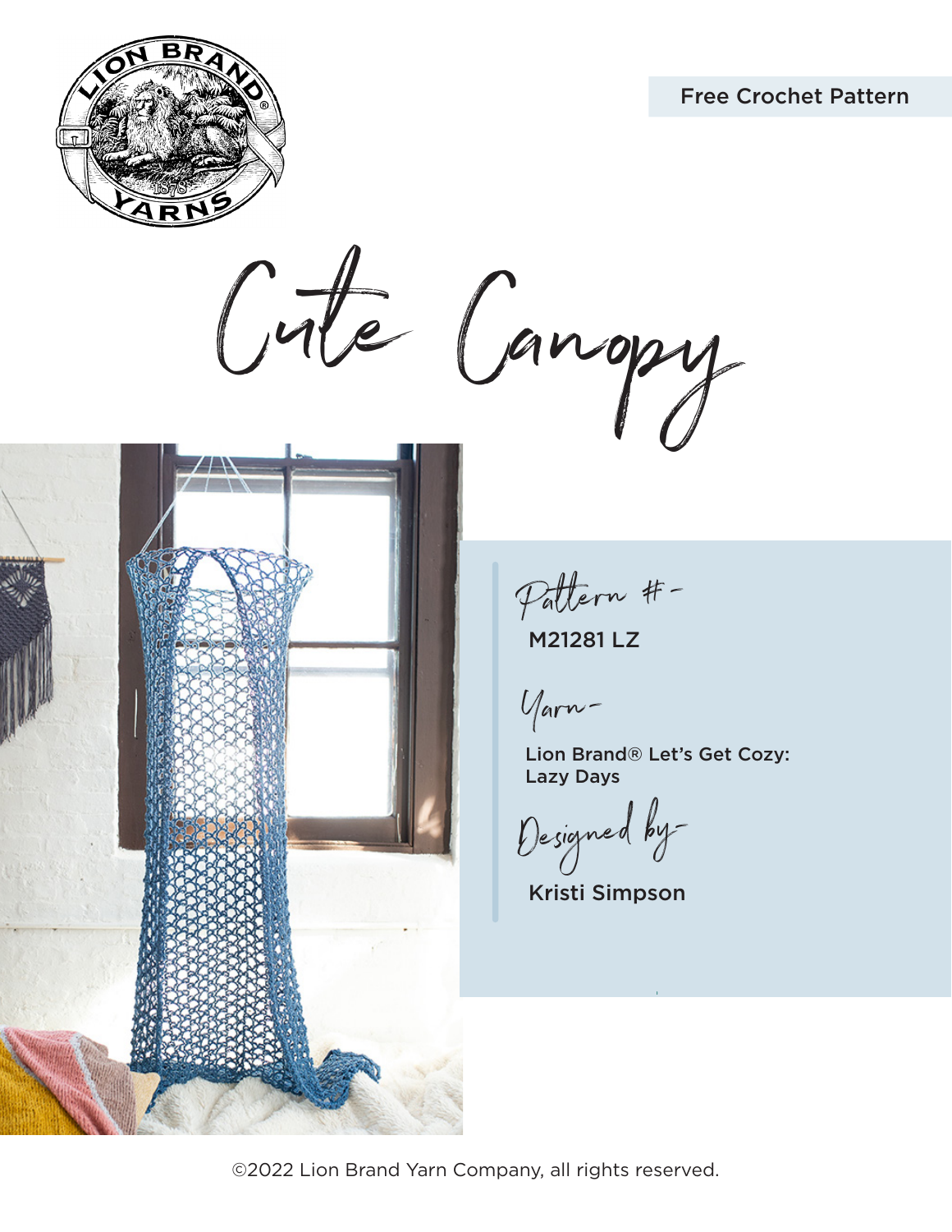Free Crochet Pattern

# Cute Canopy

Pattern #-

M21281 LZ

Yarn-

Lion Brand® Let's Get Cozy: Lazy Days

Designed by-

Kristi Simpson

©2022 Lion Brand Yarn Company, all rights reserved.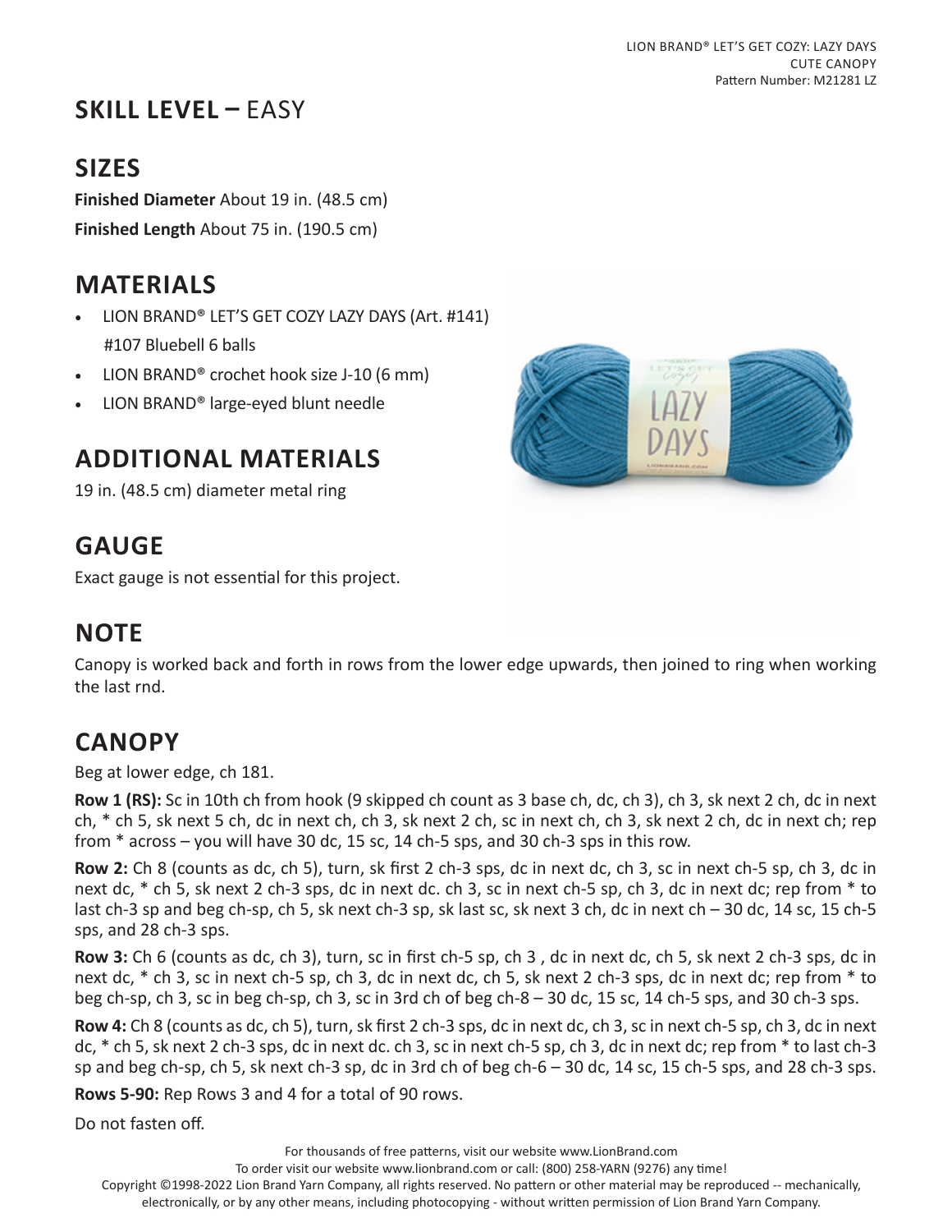## SKILL LEVEL – EASY

## SIZES

**Finished Diameter** About 19 in. (48.5 cm)

**Finished Length** About 75 in. (190.5 cm)

## MATERIALS

- LION BRAND® LET'S GET COZY LAZY DAYS (Art. #141) #107 Bluebell 6 balls
- LION BRAND® crochet hook size J-10 (6 mm)
- LION BRAND® large-eyed blunt needle

## ADDITIONAL MATERIALS

19 in. (48.5 cm) diameter metal ring

## GAUGE

Exact gauge is not essential for this project.

## NOTE

Canopy is worked back and forth in rows from the lower edge upwards, then joined to ring when working the last rnd.

## CANOPY

Beg at lower edge, ch 181.

**Row 1 (RS):** Sc in 10th ch from hook (9 skipped ch count as 3 base ch, dc, ch 3), ch 3, sk next 2 ch, dc in next ch, * ch 5, sk next 5 ch, dc in next ch, ch 3, sk next 2 ch, sc in next ch, ch 3, sk next 2 ch, dc in next ch; rep from * across – you will have 30 dc, 15 sc, 14 ch-5 sps, and 30 ch-3 sps in this row.

**Row 2:** Ch 8 (counts as dc, ch 5), turn, sk first 2 ch-3 sps, dc in next dc, ch 3, sc in next ch-5 sp, ch 3, dc in next dc, * ch 5, sk next 2 ch-3 sps, dc in next dc. ch 3, sc in next ch-5 sp, ch 3, dc in next dc; rep from * to last ch-3 sp and beg ch-sp, ch 5, sk next ch-3 sp, sk last sc, sk next 3 ch, dc in next ch – 30 dc, 14 sc, 15 ch-5 sps, and 28 ch-3 sps.

**Row 3:** Ch 6 (counts as dc, ch 3), turn, sc in first ch-5 sp, ch 3 , dc in next dc, ch 5, sk next 2 ch-3 sps, dc in next dc, * ch 3, sc in next ch-5 sp, ch 3, dc in next dc, ch 5, sk next 2 ch-3 sps, dc in next dc; rep from * to beg ch-sp, ch 3, sc in beg ch-sp, ch 3, sc in 3rd ch of beg ch-8 – 30 dc, 15 sc, 14 ch-5 sps, and 30 ch-3 sps.

**Row 4:** Ch 8 (counts as dc, ch 5), turn, sk first 2 ch-3 sps, dc in next dc, ch 3, sc in next ch-5 sp, ch 3, dc in next dc, * ch 5, sk next 2 ch-3 sps, dc in next dc. ch 3, sc in next ch-5 sp, ch 3, dc in next dc; rep from * to last ch-3 sp and beg ch-sp, ch 5, sk next ch-3 sp, dc in 3rd ch of beg ch-6 – 30 dc, 14 sc, 15 ch-5 sps, and 28 ch-3 sps.

**Rows 5-90:** Rep Rows 3 and 4 for a total of 90 rows.

Do not fasten off.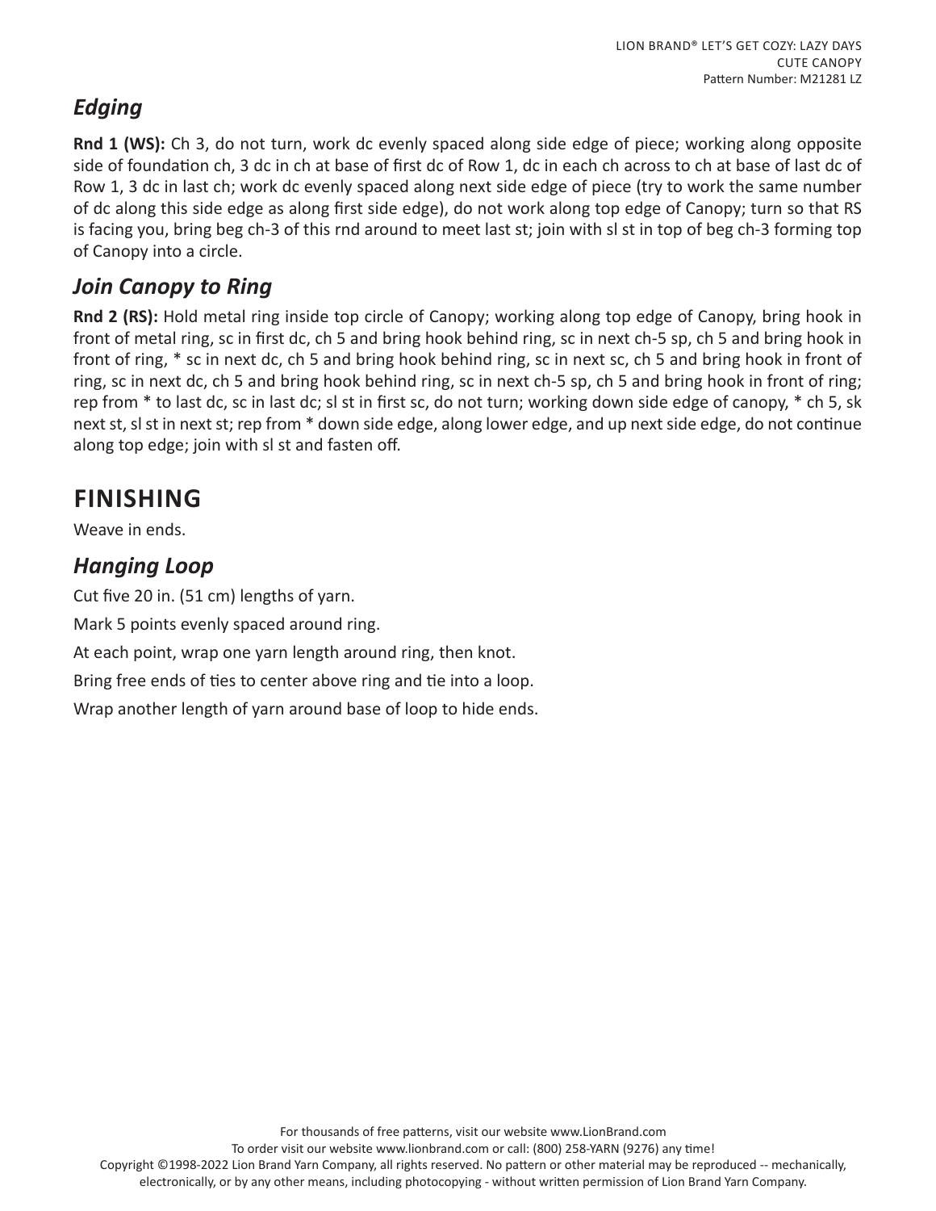## *Edging*

**Rnd 1 (WS):** Ch 3, do not turn, work dc evenly spaced along side edge of piece; working along opposite side of foundation ch, 3 dc in ch at base of first dc of Row 1, dc in each ch across to ch at base of last dc of Row 1, 3 dc in last ch; work dc evenly spaced along next side edge of piece (try to work the same number of dc along this side edge as along first side edge), do not work along top edge of Canopy; turn so that RS is facing you, bring beg ch-3 of this rnd around to meet last st; join with sl st in top of beg ch-3 forming top of Canopy into a circle.

## *Join Canopy to Ring*

**Rnd 2 (RS):** Hold metal ring inside top circle of Canopy; working along top edge of Canopy, bring hook in front of metal ring, sc in first dc, ch 5 and bring hook behind ring, sc in next ch-5 sp, ch 5 and bring hook in front of ring, * sc in next dc, ch 5 and bring hook behind ring, sc in next sc, ch 5 and bring hook in front of ring, sc in next dc, ch 5 and bring hook behind ring, sc in next ch-5 sp, ch 5 and bring hook in front of ring; rep from * to last dc, sc in last dc; sl st in first sc, do not turn; working down side edge of canopy, * ch 5, sk next st, sl st in next st; rep from * down side edge, along lower edge, and up next side edge, do not continue along top edge; join with sl st and fasten off.

# FINISHING

Weave in ends.

## *Hanging Loop*

Cut five 20 in. (51 cm) lengths of yarn.

Mark 5 points evenly spaced around ring.

At each point, wrap one yarn length around ring, then knot.

Bring free ends of ties to center above ring and tie into a loop.

Wrap another length of yarn around base of loop to hide ends.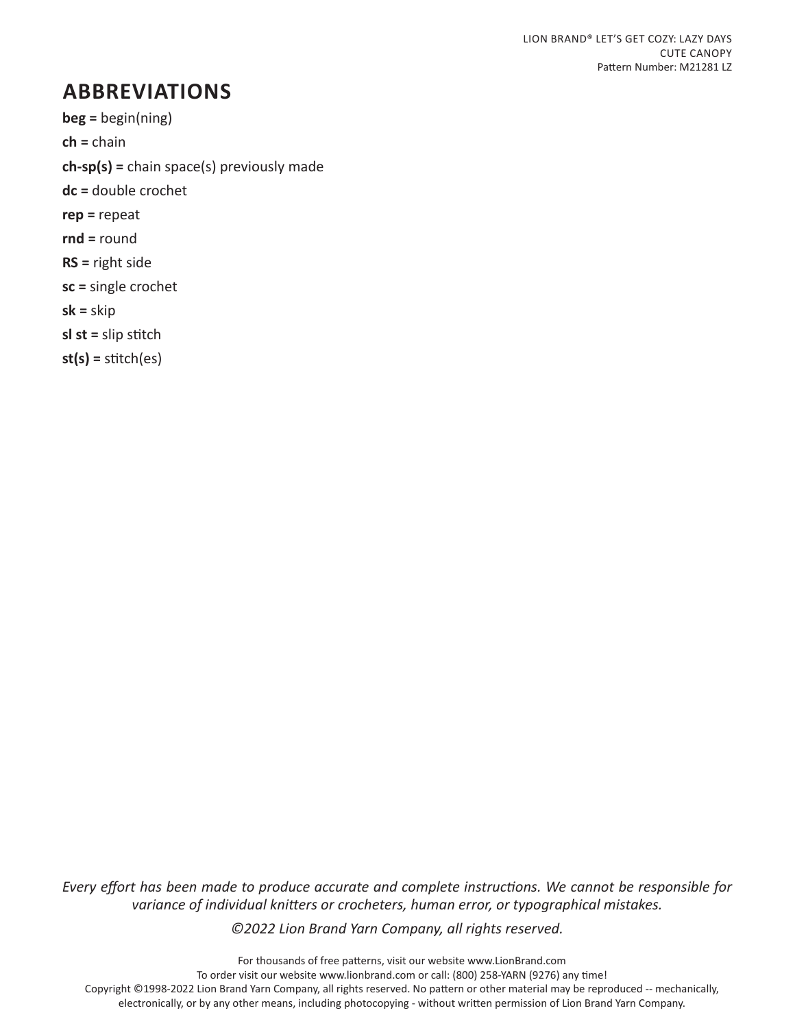## ABBREVIATIONS

**beg =** begin(ning)

**ch =** chain

**ch-sp(s) =** chain space(s) previously made

**dc =** double crochet

**rep =** repeat

**rnd =** round

**RS =** right side

**sc =** single crochet

**sk =** skip

**sl st =** slip stitch

**st(s) =** stitch(es)

*Every effort has been made to produce accurate and complete instructions. We cannot be responsible for variance of individual knitters or crocheters, human error, or typographical mistakes.*

*©2022 Lion Brand Yarn Company, all rights reserved.*

For thousands of free patterns, visit our website www.LionBrand.com
To order visit our website www.lionbrand.com or call: (800) 258-YARN (9276) any time!
Copyright ©1998-2022 Lion Brand Yarn Company, all rights reserved. No pattern or other material may be reproduced -- mechanically, electronically, or by any other means, including photocopying - without written permission of Lion Brand Yarn Company.